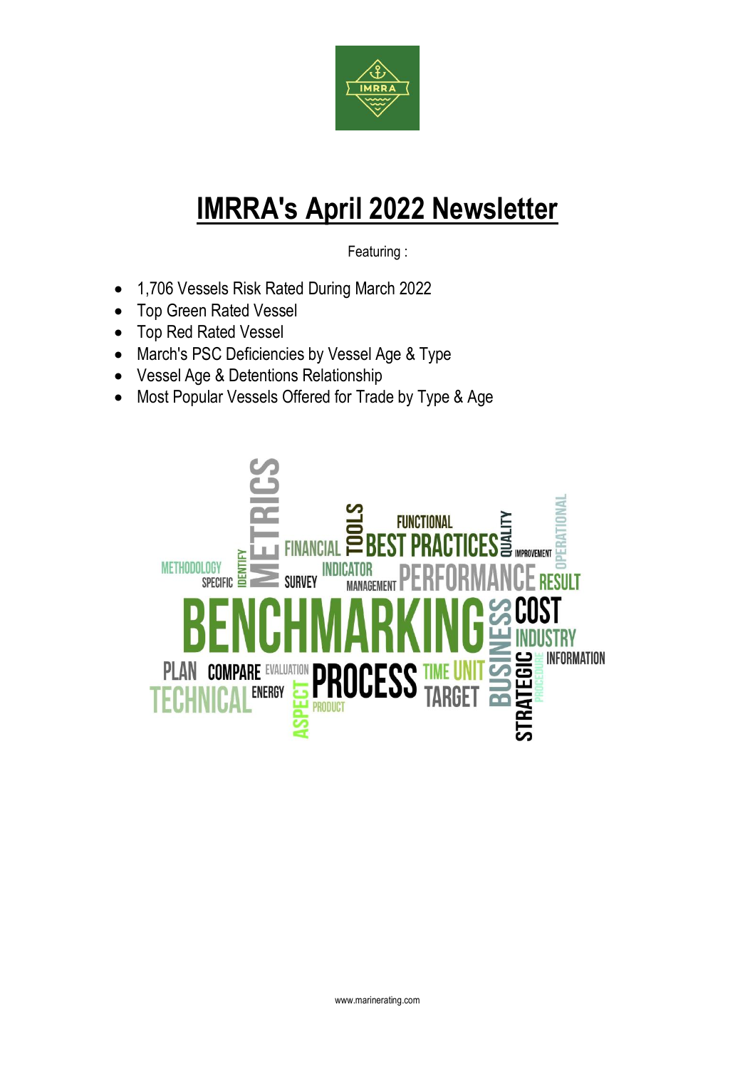# IMRRA's April 2022 Newsletter

Featuring :

- 1,706 Vessels Risk Rated During March 2022
- Top Green Rated Vessel
- Top Red Rated Vessel
- March's PSC Deficiencies by Vessel Age & Type
- Vessel Age & Detentions Relationship
- Most Popular Vessels Offered for Trade by Type & Age

www.marinerating.com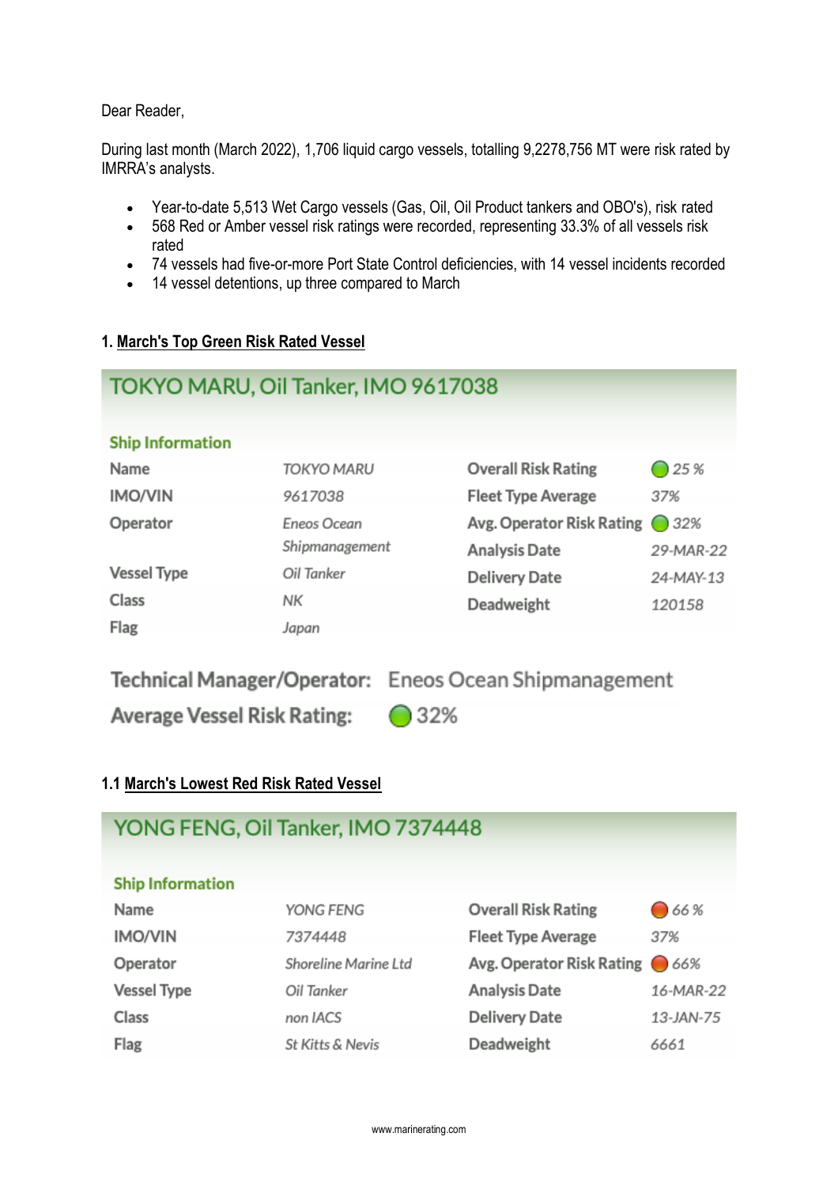Dear Reader,

During last month (March 2022), 1,706 liquid cargo vessels, totalling 9,2278,756 MT were risk rated by IMRRA's analysts.

- Year-to-date 5,513 Wet Cargo vessels (Gas, Oil, Oil Product tankers and OBO's), risk rated
- 568 Red or Amber vessel risk ratings were recorded, representing 33.3% of all vessels risk rated
- 74 vessels had five-or-more Port State Control deficiencies, with 14 vessel incidents recorded
- 14 vessel detentions, up three compared to March

## 1. March's Top Green Risk Rated Vessel

### TOKYO MARU, Oil Tanker, IMO 9617038

**Ship Information**

| | | | |
|---|---|---|---|
| Name | TOKYO MARU | Overall Risk Rating | 25 % |
| IMO/VIN | 9617038 | Fleet Type Average | 37% |
| Operator | Eneos Ocean Shipmanagement | Avg. Operator Risk Rating | 32% |
| | | Analysis Date | 29-MAR-22 |
| Vessel Type | Oil Tanker | Delivery Date | 24-MAY-13 |
| Class | NK | Deadweight | 120158 |
| Flag | Japan | | |

**Technical Manager/Operator:** Eneos Ocean Shipmanagement

**Average Vessel Risk Rating:** 32%

## 1.1 March's Lowest Red Risk Rated Vessel

### YONG FENG, Oil Tanker, IMO 7374448

**Ship Information**

| | | | |
|---|---|---|---|
| Name | YONG FENG | Overall Risk Rating | 66 % |
| IMO/VIN | 7374448 | Fleet Type Average | 37% |
| Operator | Shoreline Marine Ltd | Avg. Operator Risk Rating | 66% |
| Vessel Type | Oil Tanker | Analysis Date | 16-MAR-22 |
| Class | non IACS | Delivery Date | 13-JAN-75 |
| Flag | St Kitts & Nevis | Deadweight | 6661 |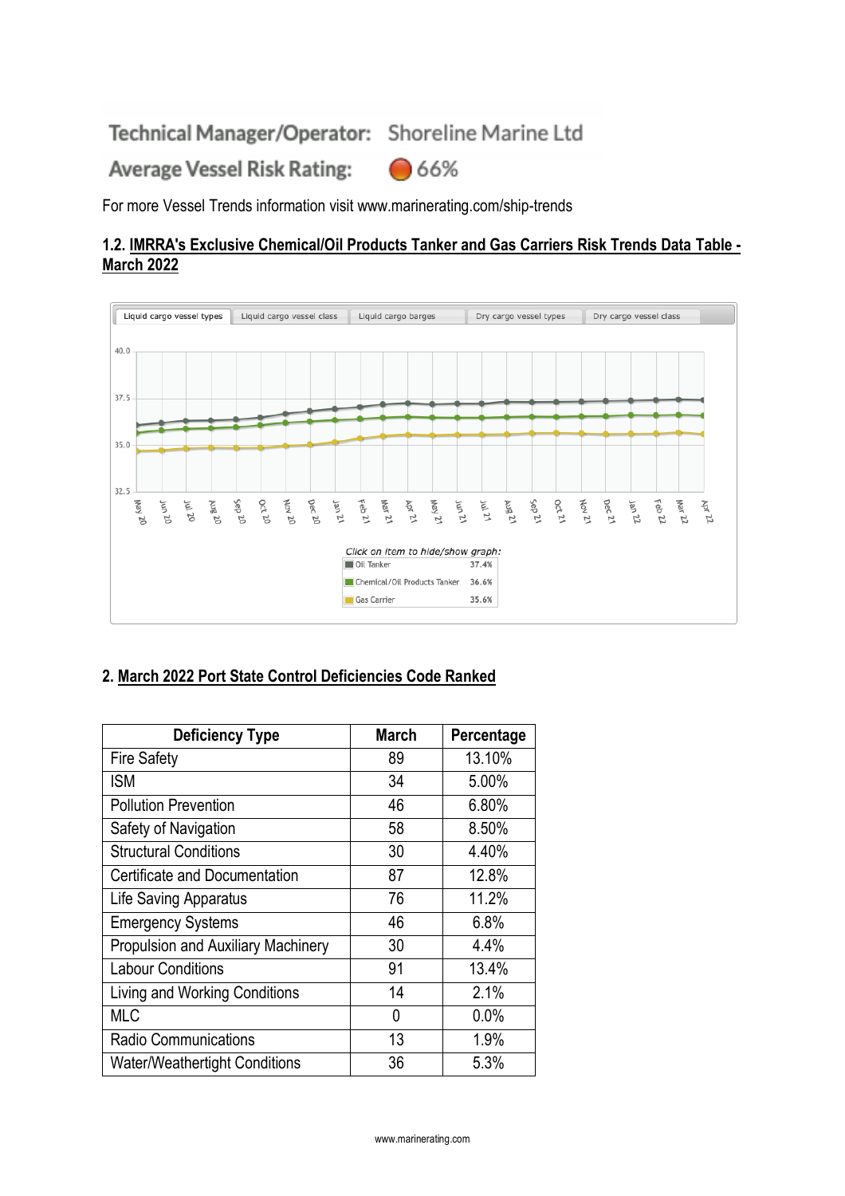**Technical Manager/Operator:** Shoreline Marine Ltd

**Average Vessel Risk Rating:** 66%

For more Vessel Trends information visit www.marinerating.com/ship-trends

### 1.2. IMRRA's Exclusive Chemical/Oil Products Tanker and Gas Carriers Risk Trends Data Table - March 2022

Liquid cargo vessel types | Liquid cargo vessel class | Liquid cargo barges | Dry cargo vessel types | Dry cargo vessel class

*Click on item to hide/show graph:*

| Item | Value |
|---|---|
| Oil Tanker | 37.4% |
| Chemical/Oil Products Tanker | 36.6% |
| Gas Carrier | 35.6% |

## 2. March 2022 Port State Control Deficiencies Code Ranked

| Deficiency Type | March | Percentage |
|---|---|---|
| Fire Safety | 89 | 13.10% |
| ISM | 34 | 5.00% |
| Pollution Prevention | 46 | 6.80% |
| Safety of Navigation | 58 | 8.50% |
| Structural Conditions | 30 | 4.40% |
| Certificate and Documentation | 87 | 12.8% |
| Life Saving Apparatus | 76 | 11.2% |
| Emergency Systems | 46 | 6.8% |
| Propulsion and Auxiliary Machinery | 30 | 4.4% |
| Labour Conditions | 91 | 13.4% |
| Living and Working Conditions | 14 | 2.1% |
| MLC | 0 | 0.0% |
| Radio Communications | 13 | 1.9% |
| Water/Weathertight Conditions | 36 | 5.3% |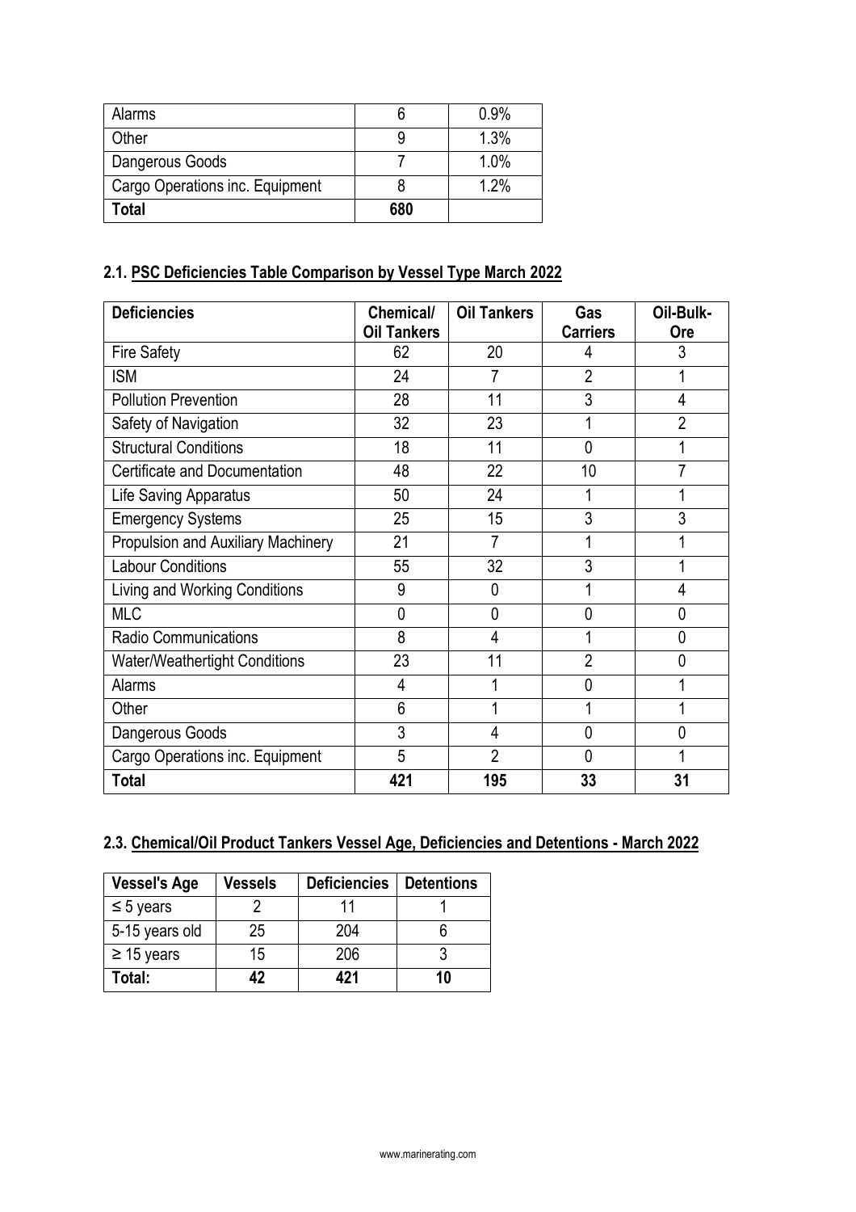| Alarms | 6 | 0.9% |
|---|---|---|
| Other | 9 | 1.3% |
| Dangerous Goods | 7 | 1.0% |
| Cargo Operations inc. Equipment | 8 | 1.2% |
| **Total** | **680** | |

## 2.1. PSC Deficiencies Table Comparison by Vessel Type March 2022

| Deficiencies | Chemical/ Oil Tankers | Oil Tankers | Gas Carriers | Oil-Bulk-Ore |
|---|---|---|---|---|
| Fire Safety | 62 | 20 | 4 | 3 |
| ISM | 24 | 7 | 2 | 1 |
| Pollution Prevention | 28 | 11 | 3 | 4 |
| Safety of Navigation | 32 | 23 | 1 | 2 |
| Structural Conditions | 18 | 11 | 0 | 1 |
| Certificate and Documentation | 48 | 22 | 10 | 7 |
| Life Saving Apparatus | 50 | 24 | 1 | 1 |
| Emergency Systems | 25 | 15 | 3 | 3 |
| Propulsion and Auxiliary Machinery | 21 | 7 | 1 | 1 |
| Labour Conditions | 55 | 32 | 3 | 1 |
| Living and Working Conditions | 9 | 0 | 1 | 4 |
| MLC | 0 | 0 | 0 | 0 |
| Radio Communications | 8 | 4 | 1 | 0 |
| Water/Weathertight Conditions | 23 | 11 | 2 | 0 |
| Alarms | 4 | 1 | 0 | 1 |
| Other | 6 | 1 | 1 | 1 |
| Dangerous Goods | 3 | 4 | 0 | 0 |
| Cargo Operations inc. Equipment | 5 | 2 | 0 | 1 |
| **Total** | **421** | **195** | **33** | **31** |

## 2.3. Chemical/Oil Product Tankers Vessel Age, Deficiencies and Detentions - March 2022

| Vessel's Age | Vessels | Deficiencies | Detentions |
|---|---|---|---|
| ≤ 5 years | 2 | 11 | 1 |
| 5-15 years old | 25 | 204 | 6 |
| ≥ 15 years | 15 | 206 | 3 |
| **Total:** | **42** | **421** | **10** |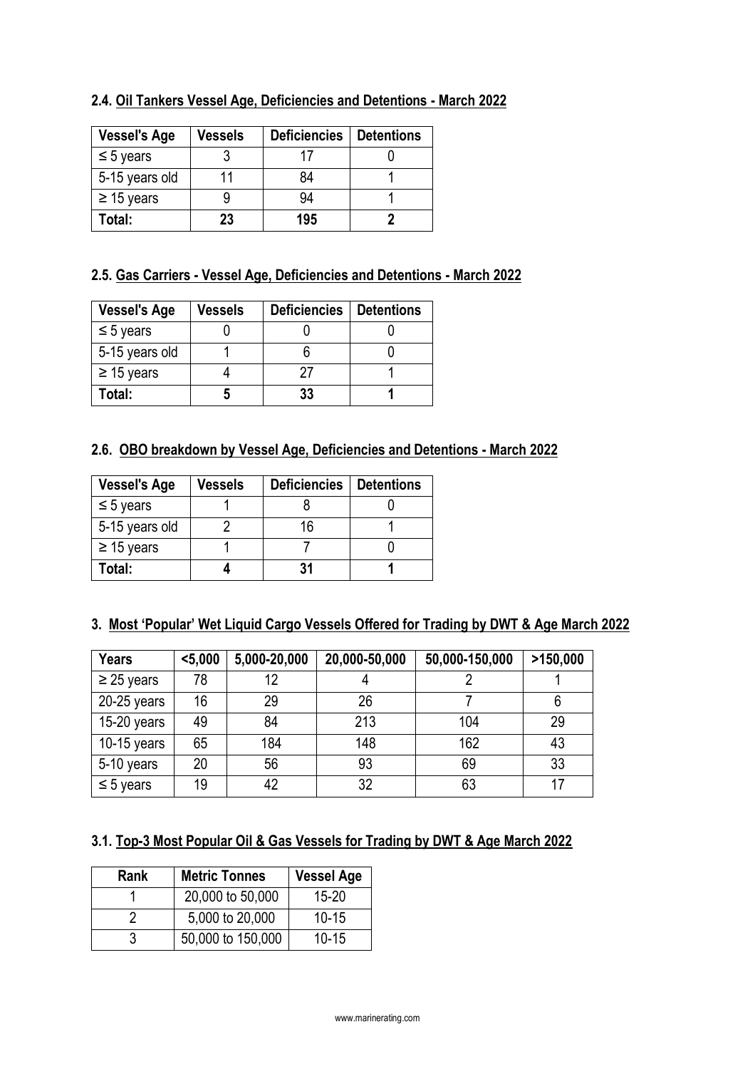### 2.4. Oil Tankers Vessel Age, Deficiencies and Detentions - March 2022

| Vessel's Age | Vessels | Deficiencies | Detentions |
|---|---|---|---|
| ≤ 5 years | 3 | 17 | 0 |
| 5-15 years old | 11 | 84 | 1 |
| ≥ 15 years | 9 | 94 | 1 |
| **Total:** | **23** | **195** | **2** |

### 2.5. Gas Carriers - Vessel Age, Deficiencies and Detentions - March 2022

| Vessel's Age | Vessels | Deficiencies | Detentions |
|---|---|---|---|
| ≤ 5 years | 0 | 0 | 0 |
| 5-15 years old | 1 | 6 | 0 |
| ≥ 15 years | 4 | 27 | 1 |
| **Total:** | **5** | **33** | **1** |

### 2.6. OBO breakdown by Vessel Age, Deficiencies and Detentions - March 2022

| Vessel's Age | Vessels | Deficiencies | Detentions |
|---|---|---|---|
| ≤ 5 years | 1 | 8 | 0 |
| 5-15 years old | 2 | 16 | 1 |
| ≥ 15 years | 1 | 7 | 0 |
| **Total:** | **4** | **31** | **1** |

## 3. Most 'Popular' Wet Liquid Cargo Vessels Offered for Trading by DWT & Age March 2022

| Years | <5,000 | 5,000-20,000 | 20,000-50,000 | 50,000-150,000 | >150,000 |
|---|---|---|---|---|---|
| ≥ 25 years | 78 | 12 | 4 | 2 | 1 |
| 20-25 years | 16 | 29 | 26 | 7 | 6 |
| 15-20 years | 49 | 84 | 213 | 104 | 29 |
| 10-15 years | 65 | 184 | 148 | 162 | 43 |
| 5-10 years | 20 | 56 | 93 | 69 | 33 |
| ≤ 5 years | 19 | 42 | 32 | 63 | 17 |

### 3.1. Top-3 Most Popular Oil & Gas Vessels for Trading by DWT & Age March 2022

| Rank | Metric Tonnes | Vessel Age |
|---|---|---|
| 1 | 20,000 to 50,000 | 15-20 |
| 2 | 5,000 to 20,000 | 10-15 |
| 3 | 50,000 to 150,000 | 10-15 |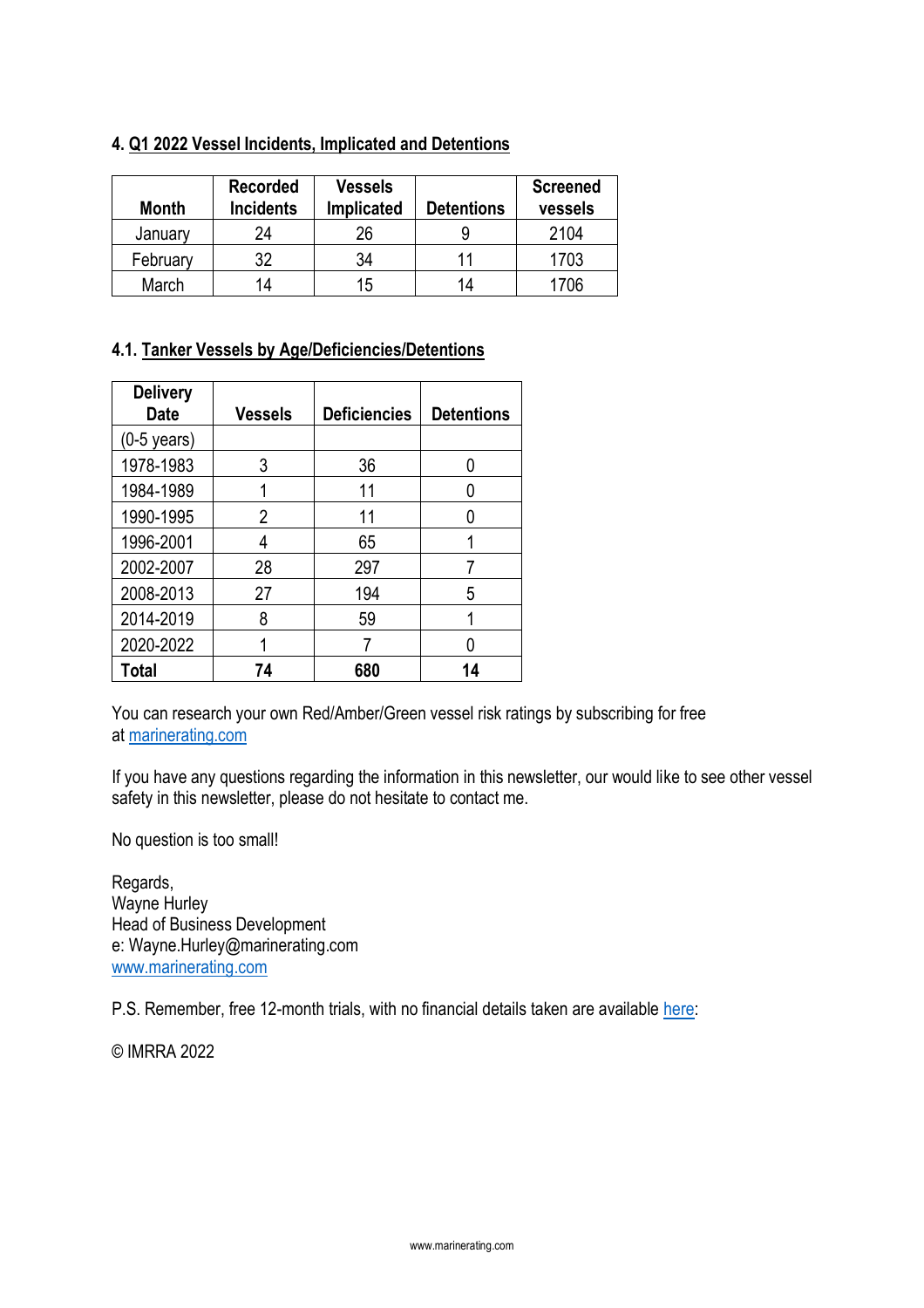### 4. Q1 2022 Vessel Incidents, Implicated and Detentions

| Month | Recorded Incidents | Vessels Implicated | Detentions | Screened vessels |
|---|---|---|---|---|
| January | 24 | 26 | 9 | 2104 |
| February | 32 | 34 | 11 | 1703 |
| March | 14 | 15 | 14 | 1706 |

### 4.1. Tanker Vessels by Age/Deficiencies/Detentions

| Delivery Date | Vessels | Deficiencies | Detentions |
|---|---|---|---|
| (0-5 years) | | | |
| 1978-1983 | 3 | 36 | 0 |
| 1984-1989 | 1 | 11 | 0 |
| 1990-1995 | 2 | 11 | 0 |
| 1996-2001 | 4 | 65 | 1 |
| 2002-2007 | 28 | 297 | 7 |
| 2008-2013 | 27 | 194 | 5 |
| 2014-2019 | 8 | 59 | 1 |
| 2020-2022 | 1 | 7 | 0 |
| **Total** | **74** | **680** | **14** |

You can research your own Red/Amber/Green vessel risk ratings by subscribing for free at [marinerating.com](marinerating.com)

If you have any questions regarding the information in this newsletter, our would like to see other vessel safety in this newsletter, please do not hesitate to contact me.

No question is too small!

Regards,
Wayne Hurley
Head of Business Development
e: Wayne.Hurley@marinerating.com
[www.marinerating.com](www.marinerating.com)

P.S. Remember, free 12-month trials, with no financial details taken are available here:

© IMRRA 2022